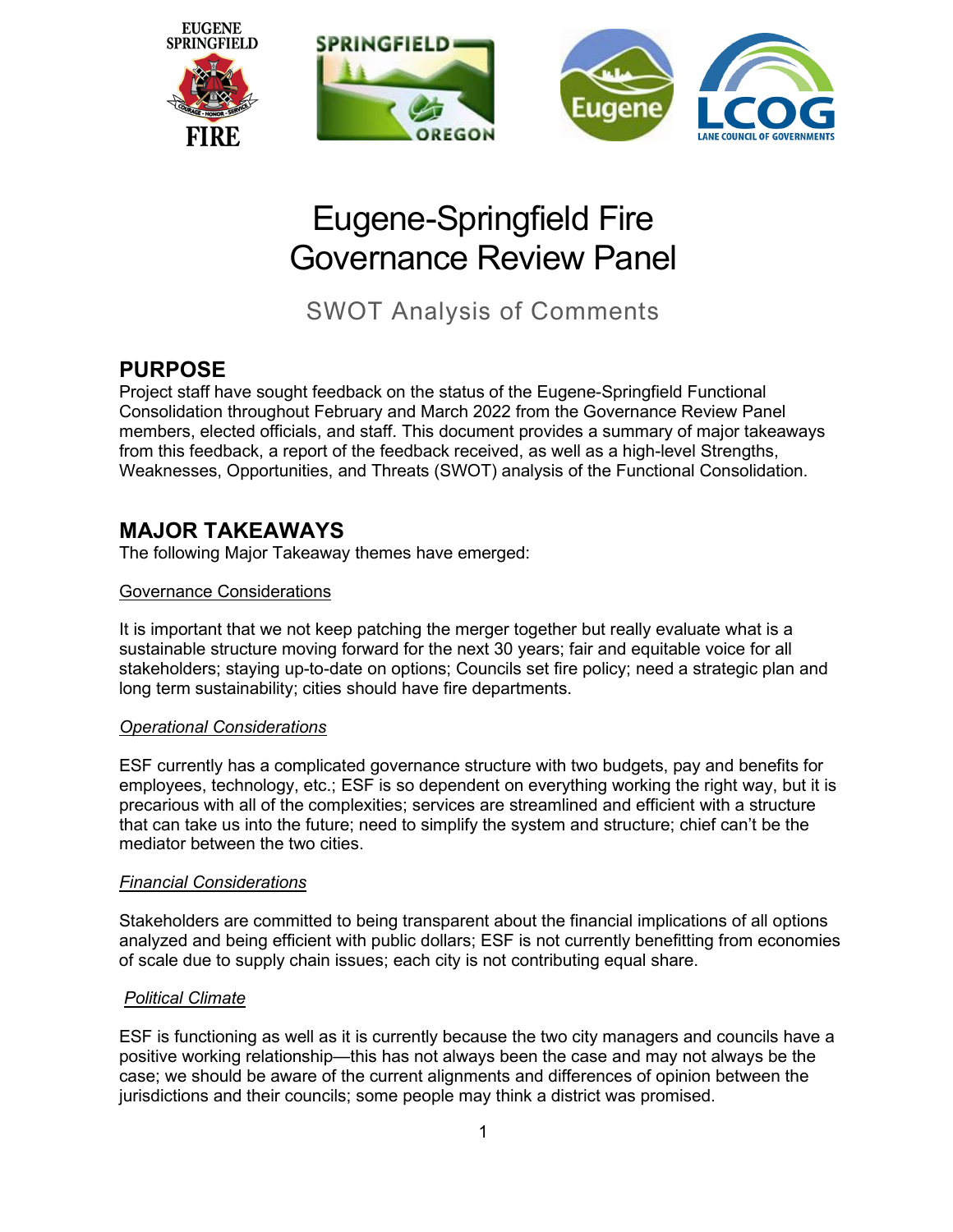# Eugene-Springfield Fire Governance Review Panel

## SWOT Analysis of Comments

## PURPOSE

Project staff have sought feedback on the status of the Eugene-Springfield Functional Consolidation throughout February and March 2022 from the Governance Review Panel members, elected officials, and staff. This document provides a summary of major takeaways from this feedback, a report of the feedback received, as well as a high-level Strengths, Weaknesses, Opportunities, and Threats (SWOT) analysis of the Functional Consolidation.

## MAJOR TAKEAWAYS

The following Major Takeaway themes have emerged:

Governance Considerations

It is important that we not keep patching the merger together but really evaluate what is a sustainable structure moving forward for the next 30 years; fair and equitable voice for all stakeholders; staying up-to-date on options; Councils set fire policy; need a strategic plan and long term sustainability; cities should have fire departments.

*Operational Considerations*

ESF currently has a complicated governance structure with two budgets, pay and benefits for employees, technology, etc.; ESF is so dependent on everything working the right way, but it is precarious with all of the complexities; services are streamlined and efficient with a structure that can take us into the future; need to simplify the system and structure; chief can't be the mediator between the two cities.

*Financial Considerations*

Stakeholders are committed to being transparent about the financial implications of all options analyzed and being efficient with public dollars; ESF is not currently benefitting from economies of scale due to supply chain issues; each city is not contributing equal share.

*Political Climate*

ESF is functioning as well as it is currently because the two city managers and councils have a positive working relationship—this has not always been the case and may not always be the case; we should be aware of the current alignments and differences of opinion between the jurisdictions and their councils; some people may think a district was promised.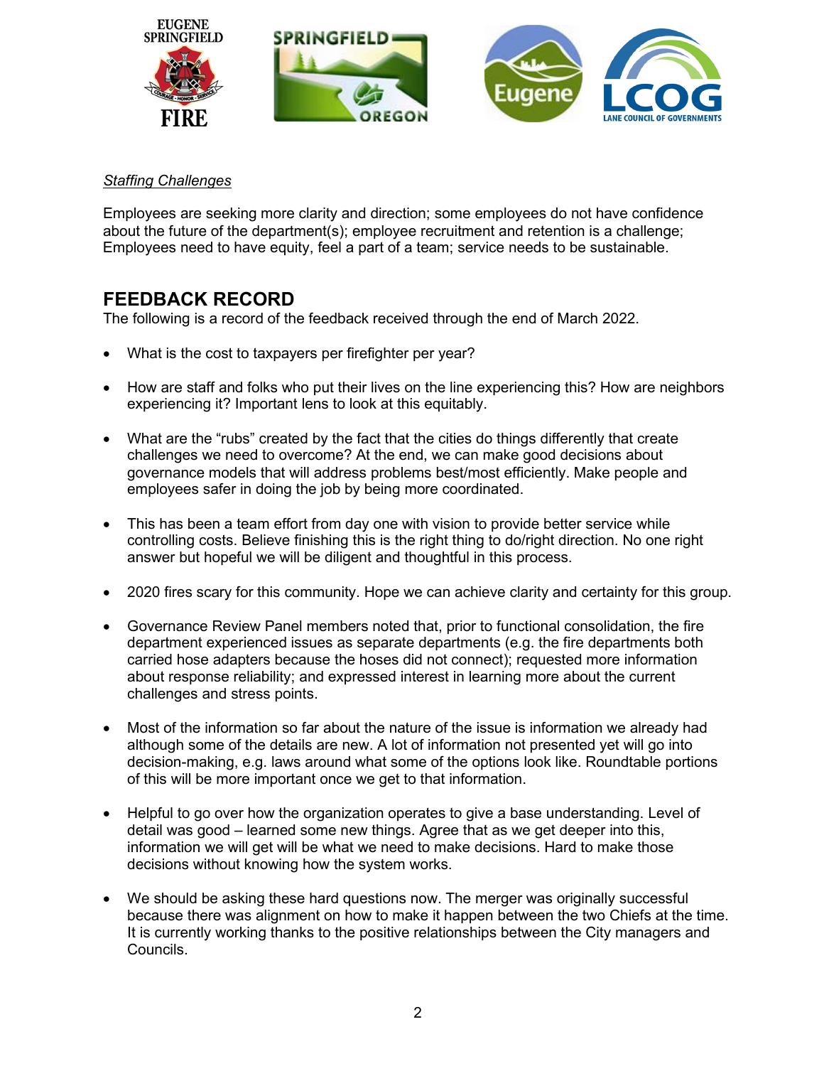*Staffing Challenges*

Employees are seeking more clarity and direction; some employees do not have confidence about the future of the department(s); employee recruitment and retention is a challenge; Employees need to have equity, feel a part of a team; service needs to be sustainable.

## FEEDBACK RECORD

The following is a record of the feedback received through the end of March 2022.

- What is the cost to taxpayers per firefighter per year?
- How are staff and folks who put their lives on the line experiencing this? How are neighbors experiencing it? Important lens to look at this equitably.
- What are the "rubs" created by the fact that the cities do things differently that create challenges we need to overcome? At the end, we can make good decisions about governance models that will address problems best/most efficiently. Make people and employees safer in doing the job by being more coordinated.
- This has been a team effort from day one with vision to provide better service while controlling costs. Believe finishing this is the right thing to do/right direction. No one right answer but hopeful we will be diligent and thoughtful in this process.
- 2020 fires scary for this community. Hope we can achieve clarity and certainty for this group.
- Governance Review Panel members noted that, prior to functional consolidation, the fire department experienced issues as separate departments (e.g. the fire departments both carried hose adapters because the hoses did not connect); requested more information about response reliability; and expressed interest in learning more about the current challenges and stress points.
- Most of the information so far about the nature of the issue is information we already had although some of the details are new. A lot of information not presented yet will go into decision-making, e.g. laws around what some of the options look like. Roundtable portions of this will be more important once we get to that information.
- Helpful to go over how the organization operates to give a base understanding. Level of detail was good – learned some new things. Agree that as we get deeper into this, information we will get will be what we need to make decisions. Hard to make those decisions without knowing how the system works.
- We should be asking these hard questions now. The merger was originally successful because there was alignment on how to make it happen between the two Chiefs at the time. It is currently working thanks to the positive relationships between the City managers and Councils.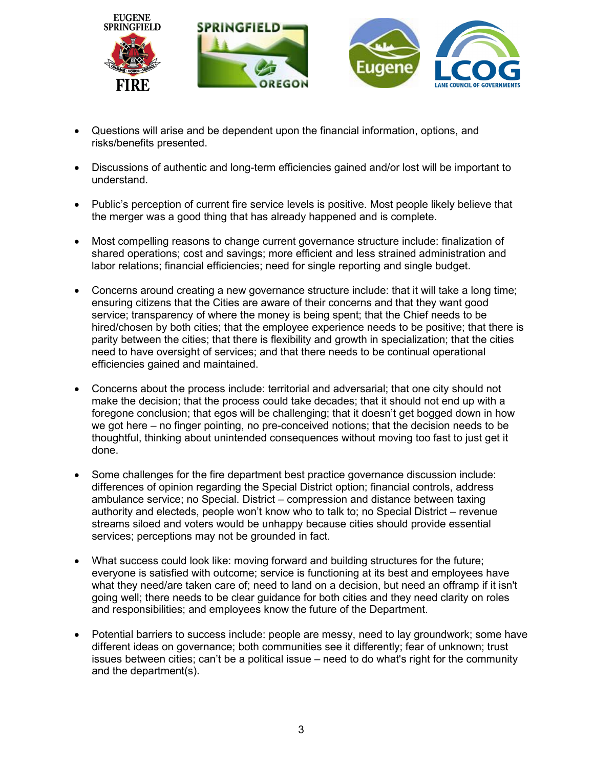- Questions will arise and be dependent upon the financial information, options, and risks/benefits presented.

- Discussions of authentic and long-term efficiencies gained and/or lost will be important to understand.

- Public's perception of current fire service levels is positive. Most people likely believe that the merger was a good thing that has already happened and is complete.

- Most compelling reasons to change current governance structure include: finalization of shared operations; cost and savings; more efficient and less strained administration and labor relations; financial efficiencies; need for single reporting and single budget.

- Concerns around creating a new governance structure include: that it will take a long time; ensuring citizens that the Cities are aware of their concerns and that they want good service; transparency of where the money is being spent; that the Chief needs to be hired/chosen by both cities; that the employee experience needs to be positive; that there is parity between the cities; that there is flexibility and growth in specialization; that the cities need to have oversight of services; and that there needs to be continual operational efficiencies gained and maintained.

- Concerns about the process include: territorial and adversarial; that one city should not make the decision; that the process could take decades; that it should not end up with a foregone conclusion; that egos will be challenging; that it doesn't get bogged down in how we got here – no finger pointing, no pre-conceived notions; that the decision needs to be thoughtful, thinking about unintended consequences without moving too fast to just get it done.

- Some challenges for the fire department best practice governance discussion include: differences of opinion regarding the Special District option; financial controls, address ambulance service; no Special. District – compression and distance between taxing authority and electeds, people won't know who to talk to; no Special District – revenue streams siloed and voters would be unhappy because cities should provide essential services; perceptions may not be grounded in fact.

- What success could look like: moving forward and building structures for the future; everyone is satisfied with outcome; service is functioning at its best and employees have what they need/are taken care of; need to land on a decision, but need an offramp if it isn't going well; there needs to be clear guidance for both cities and they need clarity on roles and responsibilities; and employees know the future of the Department.

- Potential barriers to success include: people are messy, need to lay groundwork; some have different ideas on governance; both communities see it differently; fear of unknown; trust issues between cities; can't be a political issue – need to do what's right for the community and the department(s).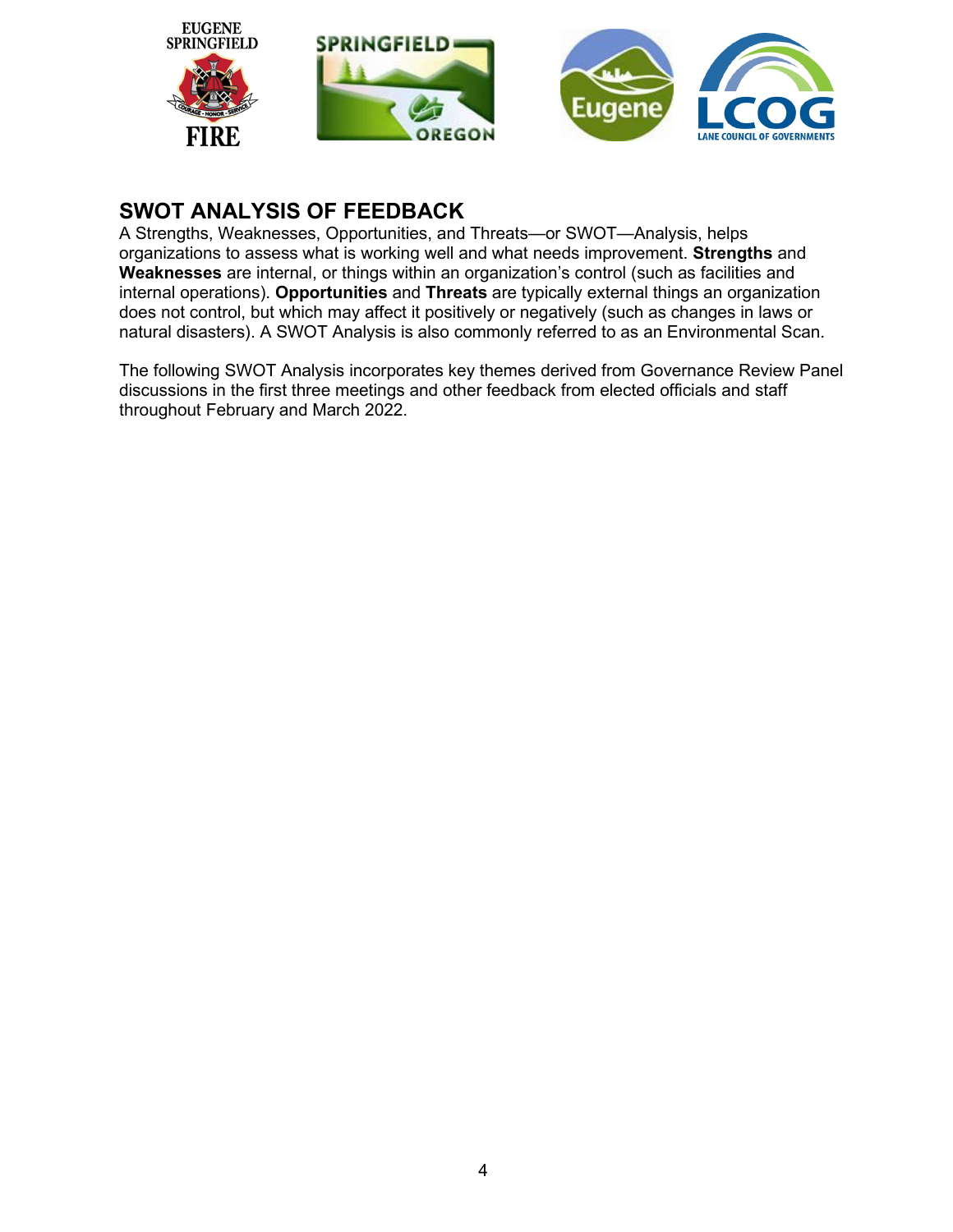## SWOT ANALYSIS OF FEEDBACK

A Strengths, Weaknesses, Opportunities, and Threats—or SWOT—Analysis, helps organizations to assess what is working well and what needs improvement. **Strengths** and **Weaknesses** are internal, or things within an organization's control (such as facilities and internal operations). **Opportunities** and **Threats** are typically external things an organization does not control, but which may affect it positively or negatively (such as changes in laws or natural disasters). A SWOT Analysis is also commonly referred to as an Environmental Scan.

The following SWOT Analysis incorporates key themes derived from Governance Review Panel discussions in the first three meetings and other feedback from elected officials and staff throughout February and March 2022.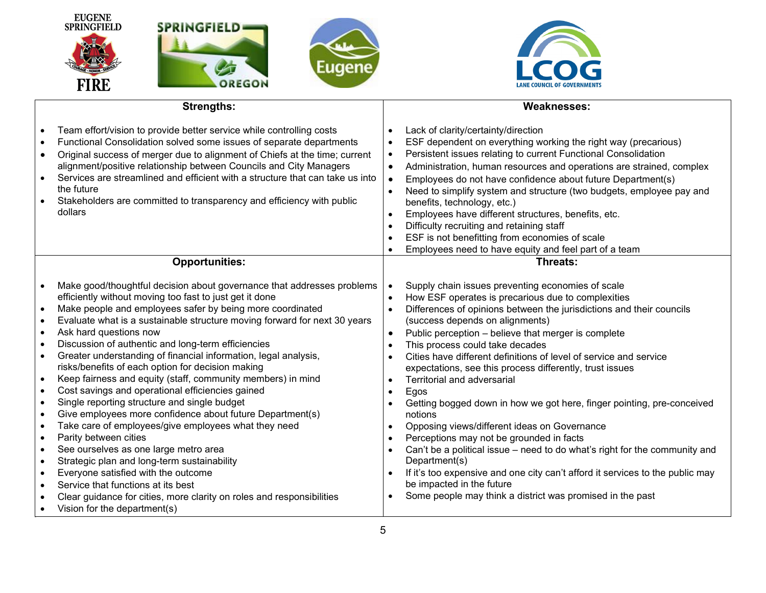## Strengths:

- Team effort/vision to provide better service while controlling costs
- Functional Consolidation solved some issues of separate departments
- Original success of merger due to alignment of Chiefs at the time; current alignment/positive relationship between Councils and City Managers
- Services are streamlined and efficient with a structure that can take us into the future
- Stakeholders are committed to transparency and efficiency with public dollars

## Weaknesses:

- Lack of clarity/certainty/direction
- ESF dependent on everything working the right way (precarious)
- Persistent issues relating to current Functional Consolidation
- Administration, human resources and operations are strained, complex
- Employees do not have confidence about future Department(s)
- Need to simplify system and structure (two budgets, employee pay and benefits, technology, etc.)
- Employees have different structures, benefits, etc.
- Difficulty recruiting and retaining staff
- ESF is not benefitting from economies of scale
- Employees need to have equity and feel part of a team

## Opportunities:

- Make good/thoughtful decision about governance that addresses problems efficiently without moving too fast to just get it done
- Make people and employees safer by being more coordinated
- Evaluate what is a sustainable structure moving forward for next 30 years
- Ask hard questions now
- Discussion of authentic and long-term efficiencies
- Greater understanding of financial information, legal analysis, risks/benefits of each option for decision making
- Keep fairness and equity (staff, community members) in mind
- Cost savings and operational efficiencies gained
- Single reporting structure and single budget
- Give employees more confidence about future Department(s)
- Take care of employees/give employees what they need
- Parity between cities
- See ourselves as one large metro area
- Strategic plan and long-term sustainability
- Everyone satisfied with the outcome
- Service that functions at its best
- Clear guidance for cities, more clarity on roles and responsibilities
- Vision for the department(s)

## Threats:

- Supply chain issues preventing economies of scale
- How ESF operates is precarious due to complexities
- Differences of opinions between the jurisdictions and their councils (success depends on alignments)
- Public perception – believe that merger is complete
- This process could take decades
- Cities have different definitions of level of service and service expectations, see this process differently, trust issues
- Territorial and adversarial
- Egos
- Getting bogged down in how we got here, finger pointing, pre-conceived notions
- Opposing views/different ideas on Governance
- Perceptions may not be grounded in facts
- Can't be a political issue – need to do what's right for the community and Department(s)
- If it's too expensive and one city can't afford it services to the public may be impacted in the future
- Some people may think a district was promised in the past